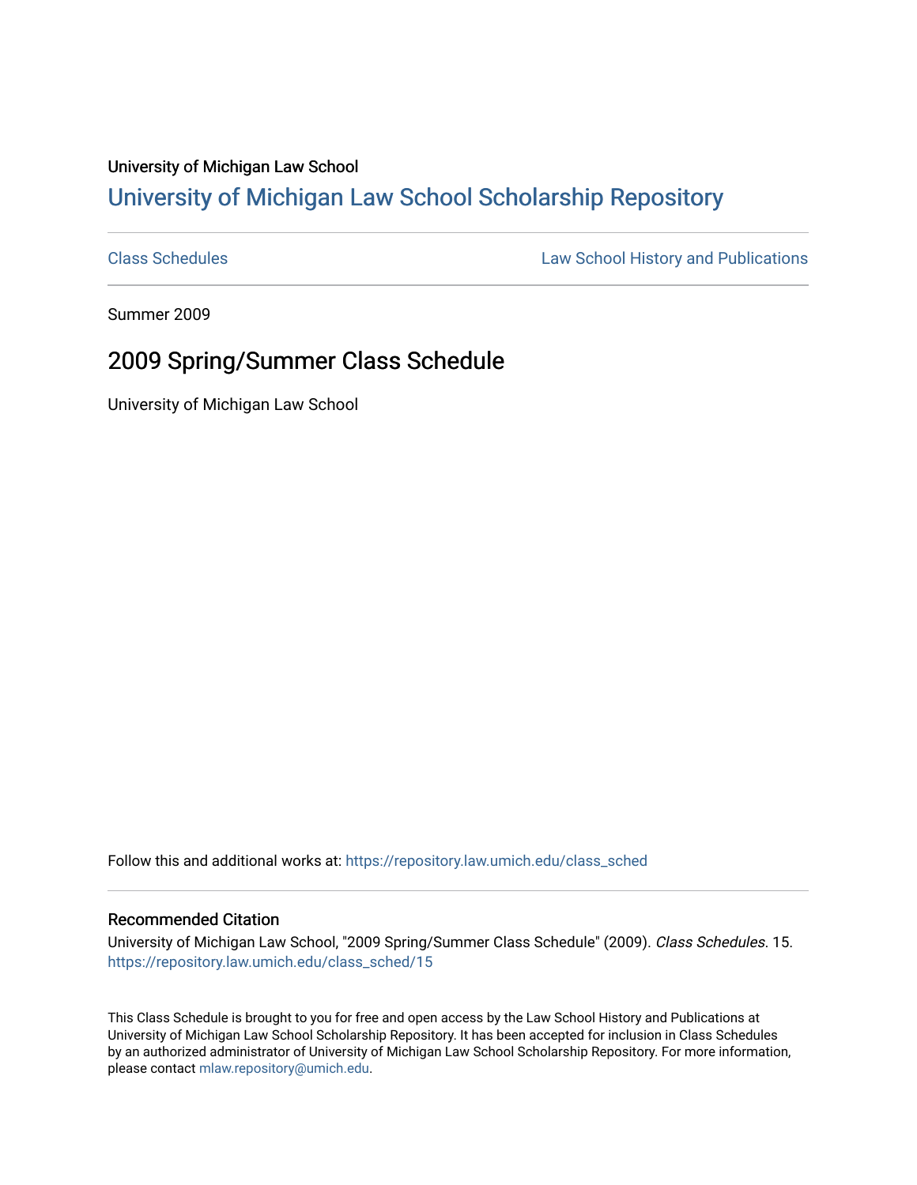University of Michigan Law School

# University of Michigan Law School Scholarship Repository

Class Schedules | Law School History and Publications

Summer 2009

## 2009 Spring/Summer Class Schedule

University of Michigan Law School

Follow this and additional works at: https://repository.law.umich.edu/class_sched

### Recommended Citation

University of Michigan Law School, "2009 Spring/Summer Class Schedule" (2009). *Class Schedules*. 15.
https://repository.law.umich.edu/class_sched/15

This Class Schedule is brought to you for free and open access by the Law School History and Publications at University of Michigan Law School Scholarship Repository. It has been accepted for inclusion in Class Schedules by an authorized administrator of University of Michigan Law School Scholarship Repository. For more information, please contact mlaw.repository@umich.edu.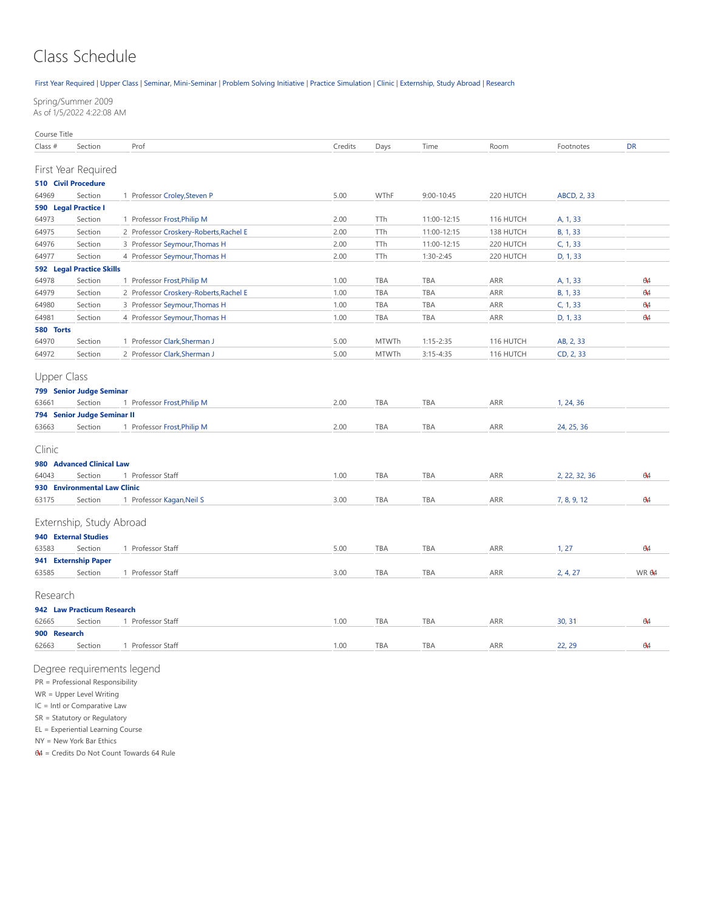# Class Schedule

First Year Required | Upper Class | Seminar, Mini-Seminar | Problem Solving Initiative | Practice Simulation | Clinic | Externship, Study Abroad | Research

Spring/Summer 2009
As of 1/5/2022 4:22:08 AM

| Class # | Section | | Prof | Credits | Days | Time | Room | Footnotes | DR |
|---|---|---|---|---|---|---|---|---|---|
| **First Year Required** | | | | | | | | | |
| **510 Civil Procedure** | | | | | | | | | |
| 64969 | Section | 1 | Professor Croley,Steven P | 5.00 | WThF | 9:00-10:45 | 220 HUTCH | ABCD, 2, 33 | |
| **590 Legal Practice I** | | | | | | | | | |
| 64973 | Section | 1 | Professor Frost,Philip M | 2.00 | TTh | 11:00-12:15 | 116 HUTCH | A, 1, 33 | |
| 64975 | Section | 2 | Professor Croskery-Roberts,Rachel E | 2.00 | TTh | 11:00-12:15 | 138 HUTCH | B, 1, 33 | |
| 64976 | Section | 3 | Professor Seymour,Thomas H | 2.00 | TTh | 11:00-12:15 | 220 HUTCH | C, 1, 33 | |
| 64977 | Section | 4 | Professor Seymour,Thomas H | 2.00 | TTh | 1:30-2:45 | 220 HUTCH | D, 1, 33 | |
| **592 Legal Practice Skills** | | | | | | | | | |
| 64978 | Section | 1 | Professor Frost,Philip M | 1.00 | TBA | TBA | ARR | A, 1, 33 | 64 |
| 64979 | Section | 2 | Professor Croskery-Roberts,Rachel E | 1.00 | TBA | TBA | ARR | B, 1, 33 | 64 |
| 64980 | Section | 3 | Professor Seymour,Thomas H | 1.00 | TBA | TBA | ARR | C, 1, 33 | 64 |
| 64981 | Section | 4 | Professor Seymour,Thomas H | 1.00 | TBA | TBA | ARR | D, 1, 33 | 64 |
| **580 Torts** | | | | | | | | | |
| 64970 | Section | 1 | Professor Clark,Sherman J | 5.00 | MTWTh | 1:15-2:35 | 116 HUTCH | AB, 2, 33 | |
| 64972 | Section | 2 | Professor Clark,Sherman J | 5.00 | MTWTh | 3:15-4:35 | 116 HUTCH | CD, 2, 33 | |
| **Upper Class** | | | | | | | | | |
| **799 Senior Judge Seminar** | | | | | | | | | |
| 63661 | Section | 1 | Professor Frost,Philip M | 2.00 | TBA | TBA | ARR | 1, 24, 36 | |
| **794 Senior Judge Seminar II** | | | | | | | | | |
| 63663 | Section | 1 | Professor Frost,Philip M | 2.00 | TBA | TBA | ARR | 24, 25, 36 | |
| **Clinic** | | | | | | | | | |
| **980 Advanced Clinical Law** | | | | | | | | | |
| 64043 | Section | 1 | Professor Staff | 1.00 | TBA | TBA | ARR | 2, 22, 32, 36 | 64 |
| **930 Environmental Law Clinic** | | | | | | | | | |
| 63175 | Section | 1 | Professor Kagan,Neil S | 3.00 | TBA | TBA | ARR | 7, 8, 9, 12 | 64 |
| **Externship, Study Abroad** | | | | | | | | | |
| **940 External Studies** | | | | | | | | | |
| 63583 | Section | 1 | Professor Staff | 5.00 | TBA | TBA | ARR | 1, 27 | 64 |
| **941 Externship Paper** | | | | | | | | | |
| 63585 | Section | 1 | Professor Staff | 3.00 | TBA | TBA | ARR | 2, 4, 27 | WR 64 |
| **Research** | | | | | | | | | |
| **942 Law Practicum Research** | | | | | | | | | |
| 62665 | Section | 1 | Professor Staff | 1.00 | TBA | TBA | ARR | 30, 31 | 64 |
| **900 Research** | | | | | | | | | |
| 62663 | Section | 1 | Professor Staff | 1.00 | TBA | TBA | ARR | 22, 29 | 64 |

## Degree requirements legend

PR = Professional Responsibility
WR = Upper Level Writing
IC = Intl or Comparative Law
SR = Statutory or Regulatory
EL = Experiential Learning Course
NY = New York Bar Ethics
64 = Credits Do Not Count Towards 64 Rule